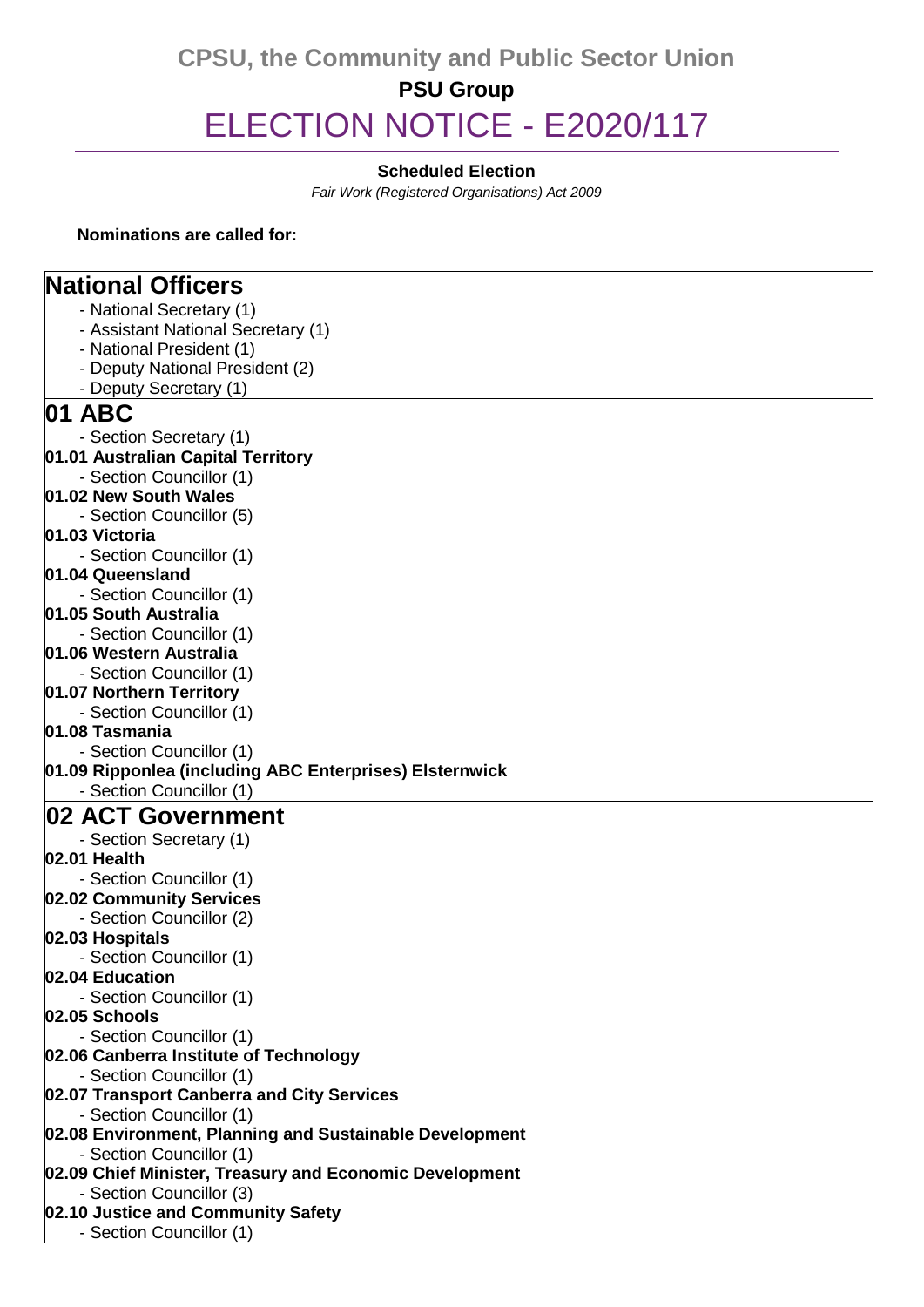# CPSU, the Community and Public Sector Union

## PSU Group

# ELECTION NOTICE - E2020/117

**Scheduled Election**

*Fair Work (Registered Organisations) Act 2009*

**Nominations are called for:**

## National Officers

- National Secretary (1)
- Assistant National Secretary (1)
- National President (1)
- Deputy National President (2)
- Deputy Secretary (1)

## 01 ABC

- Section Secretary (1)

**01.01 Australian Capital Territory**

- Section Councillor (1)

**01.02 New South Wales**

- Section Councillor (5)

**01.03 Victoria**

- Section Councillor (1)

**01.04 Queensland**

- Section Councillor (1)

**01.05 South Australia**

- Section Councillor (1)

**01.06 Western Australia**

- Section Councillor (1)

**01.07 Northern Territory**

- Section Councillor (1)

**01.08 Tasmania**

- Section Councillor (1)

**01.09 Ripponlea (including ABC Enterprises) Elsternwick**

- Section Councillor (1)

## 02 ACT Government

- Section Secretary (1)

**02.01 Health**

- Section Councillor (1)

**02.02 Community Services**

- Section Councillor (2)

**02.03 Hospitals**

- Section Councillor (1)

**02.04 Education**

- Section Councillor (1)

**02.05 Schools**

- Section Councillor (1)

**02.06 Canberra Institute of Technology**

- Section Councillor (1)

**02.07 Transport Canberra and City Services**

- Section Councillor (1)

**02.08 Environment, Planning and Sustainable Development**

- Section Councillor (1)

**02.09 Chief Minister, Treasury and Economic Development**

- Section Councillor (3)

**02.10 Justice and Community Safety**

- Section Councillor (1)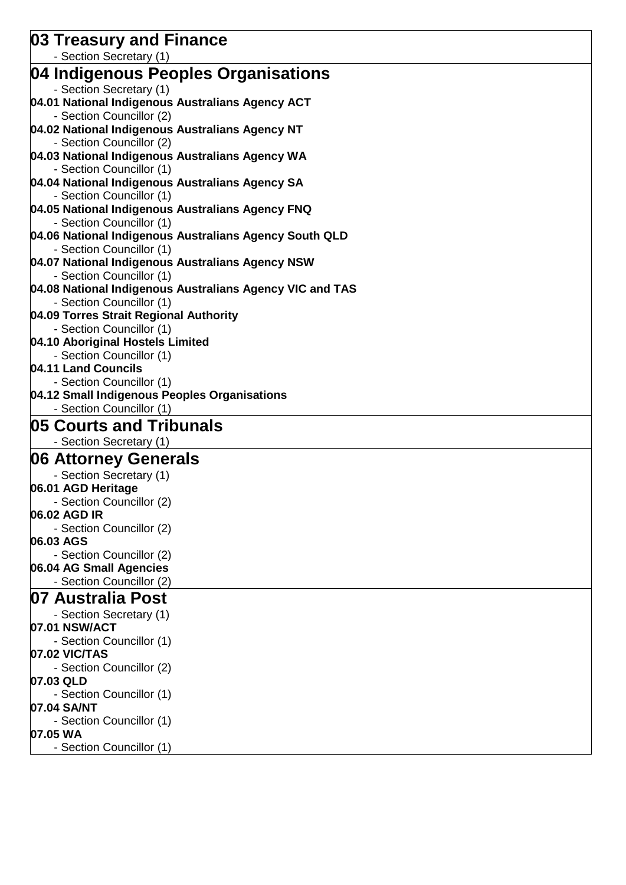## 03 Treasury and Finance

- Section Secretary (1)

## 04 Indigenous Peoples Organisations

- Section Secretary (1)

**04.01 National Indigenous Australians Agency ACT**

- Section Councillor (2)

**04.02 National Indigenous Australians Agency NT**

- Section Councillor (2)

**04.03 National Indigenous Australians Agency WA**

- Section Councillor (1)

**04.04 National Indigenous Australians Agency SA**

- Section Councillor (1)

**04.05 National Indigenous Australians Agency FNQ**

- Section Councillor (1)

**04.06 National Indigenous Australians Agency South QLD**

- Section Councillor (1)

**04.07 National Indigenous Australians Agency NSW**

- Section Councillor (1)

**04.08 National Indigenous Australians Agency VIC and TAS**

- Section Councillor (1)

**04.09 Torres Strait Regional Authority**

- Section Councillor (1)

**04.10 Aboriginal Hostels Limited**

- Section Councillor (1)

**04.11 Land Councils**

- Section Councillor (1)

**04.12 Small Indigenous Peoples Organisations**

- Section Councillor (1)

## 05 Courts and Tribunals

- Section Secretary (1)

## 06 Attorney Generals

- Section Secretary (1)

**06.01 AGD Heritage**

- Section Councillor (2)

**06.02 AGD IR**

- Section Councillor (2)

**06.03 AGS**

- Section Councillor (2)

**06.04 AG Small Agencies**

- Section Councillor (2)

## 07 Australia Post

- Section Secretary (1)

**07.01 NSW/ACT**

- Section Councillor (1)

**07.02 VIC/TAS**

- Section Councillor (2)

**07.03 QLD**

- Section Councillor (1)

**07.04 SA/NT**

- Section Councillor (1)

**07.05 WA**

- Section Councillor (1)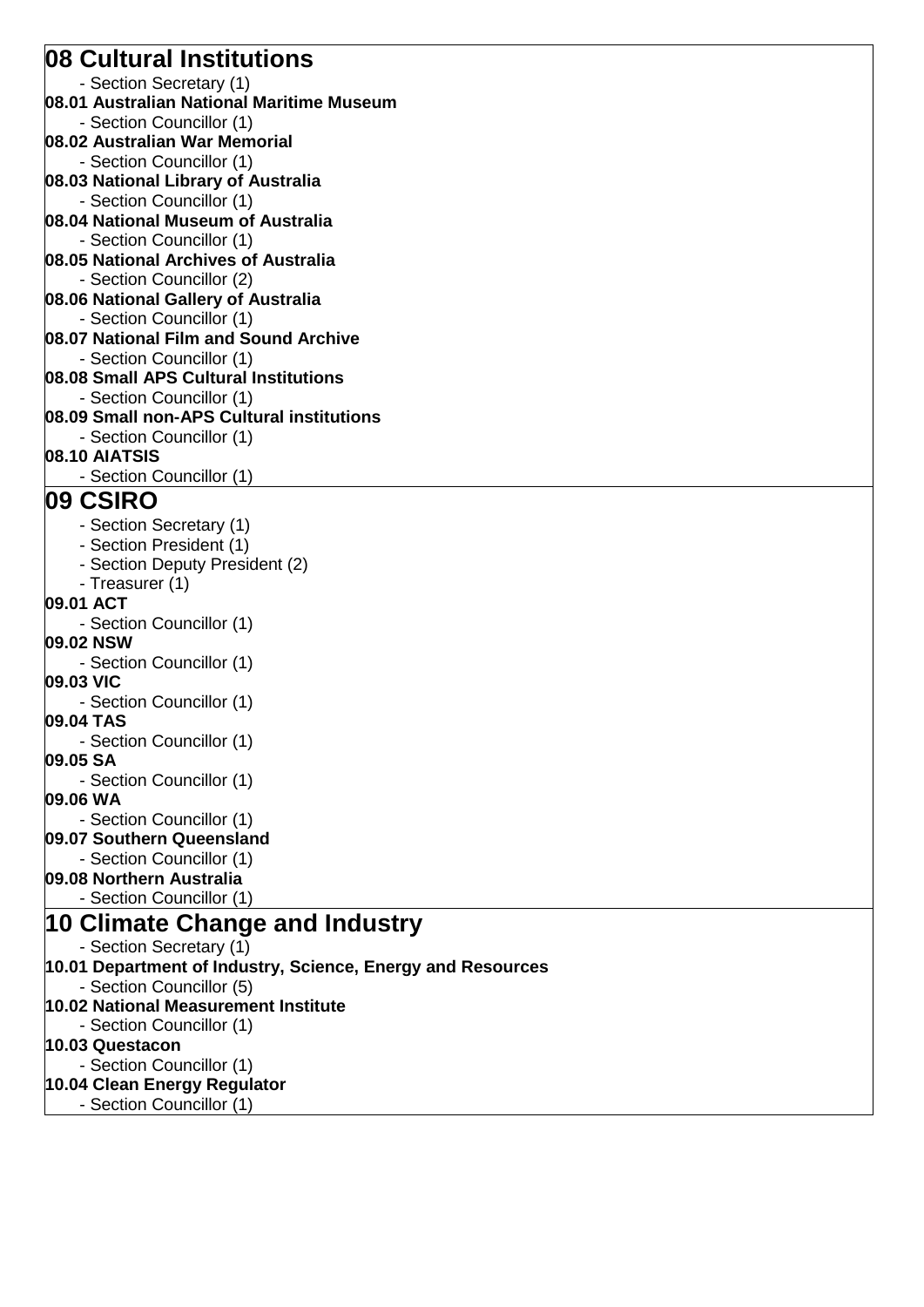## 08 Cultural Institutions

- Section Secretary (1)

**08.01 Australian National Maritime Museum**

- Section Councillor (1)

**08.02 Australian War Memorial**

- Section Councillor (1)

**08.03 National Library of Australia**

- Section Councillor (1)

**08.04 National Museum of Australia**

- Section Councillor (1)

**08.05 National Archives of Australia**

- Section Councillor (2)

**08.06 National Gallery of Australia**

- Section Councillor (1)

**08.07 National Film and Sound Archive**

- Section Councillor (1)

**08.08 Small APS Cultural Institutions**

- Section Councillor (1)

**08.09 Small non-APS Cultural institutions**

- Section Councillor (1)

**08.10 AIATSIS**

- Section Councillor (1)

## 09 CSIRO

- Section Secretary (1)
- Section President (1)
- Section Deputy President (2)
- Treasurer (1)

**09.01 ACT**

- Section Councillor (1)

**09.02 NSW**

- Section Councillor (1)

**09.03 VIC**

- Section Councillor (1)

**09.04 TAS**

- Section Councillor (1)

**09.05 SA**

- Section Councillor (1)

**09.06 WA**

- Section Councillor (1)

**09.07 Southern Queensland**

- Section Councillor (1)

**09.08 Northern Australia**

- Section Councillor (1)

## 10 Climate Change and Industry

- Section Secretary (1)

**10.01 Department of Industry, Science, Energy and Resources**

- Section Councillor (5)

**10.02 National Measurement Institute**

- Section Councillor (1)

**10.03 Questacon**

- Section Councillor (1)

**10.04 Clean Energy Regulator**

- Section Councillor (1)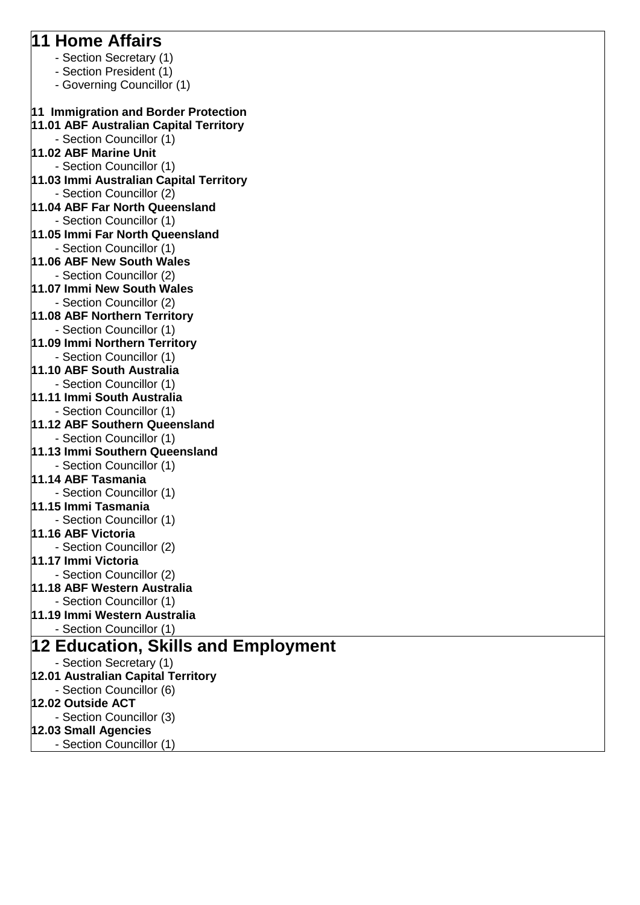# 11 Home Affairs

- Section Secretary (1)
- Section President (1)
- Governing Councillor (1)

**11 Immigration and Border Protection**

**11.01 ABF Australian Capital Territory**
- Section Councillor (1)

**11.02 ABF Marine Unit**
- Section Councillor (1)

**11.03 Immi Australian Capital Territory**
- Section Councillor (2)

**11.04 ABF Far North Queensland**
- Section Councillor (1)

**11.05 Immi Far North Queensland**
- Section Councillor (1)

**11.06 ABF New South Wales**
- Section Councillor (2)

**11.07 Immi New South Wales**
- Section Councillor (2)

**11.08 ABF Northern Territory**
- Section Councillor (1)

**11.09 Immi Northern Territory**
- Section Councillor (1)

**11.10 ABF South Australia**
- Section Councillor (1)

**11.11 Immi South Australia**
- Section Councillor (1)

**11.12 ABF Southern Queensland**
- Section Councillor (1)

**11.13 Immi Southern Queensland**
- Section Councillor (1)

**11.14 ABF Tasmania**
- Section Councillor (1)

**11.15 Immi Tasmania**
- Section Councillor (1)

**11.16 ABF Victoria**
- Section Councillor (2)

**11.17 Immi Victoria**
- Section Councillor (2)

**11.18 ABF Western Australia**
- Section Councillor (1)

**11.19 Immi Western Australia**
- Section Councillor (1)

# 12 Education, Skills and Employment

- Section Secretary (1)

**12.01 Australian Capital Territory**
- Section Councillor (6)

**12.02 Outside ACT**
- Section Councillor (3)

**12.03 Small Agencies**
- Section Councillor (1)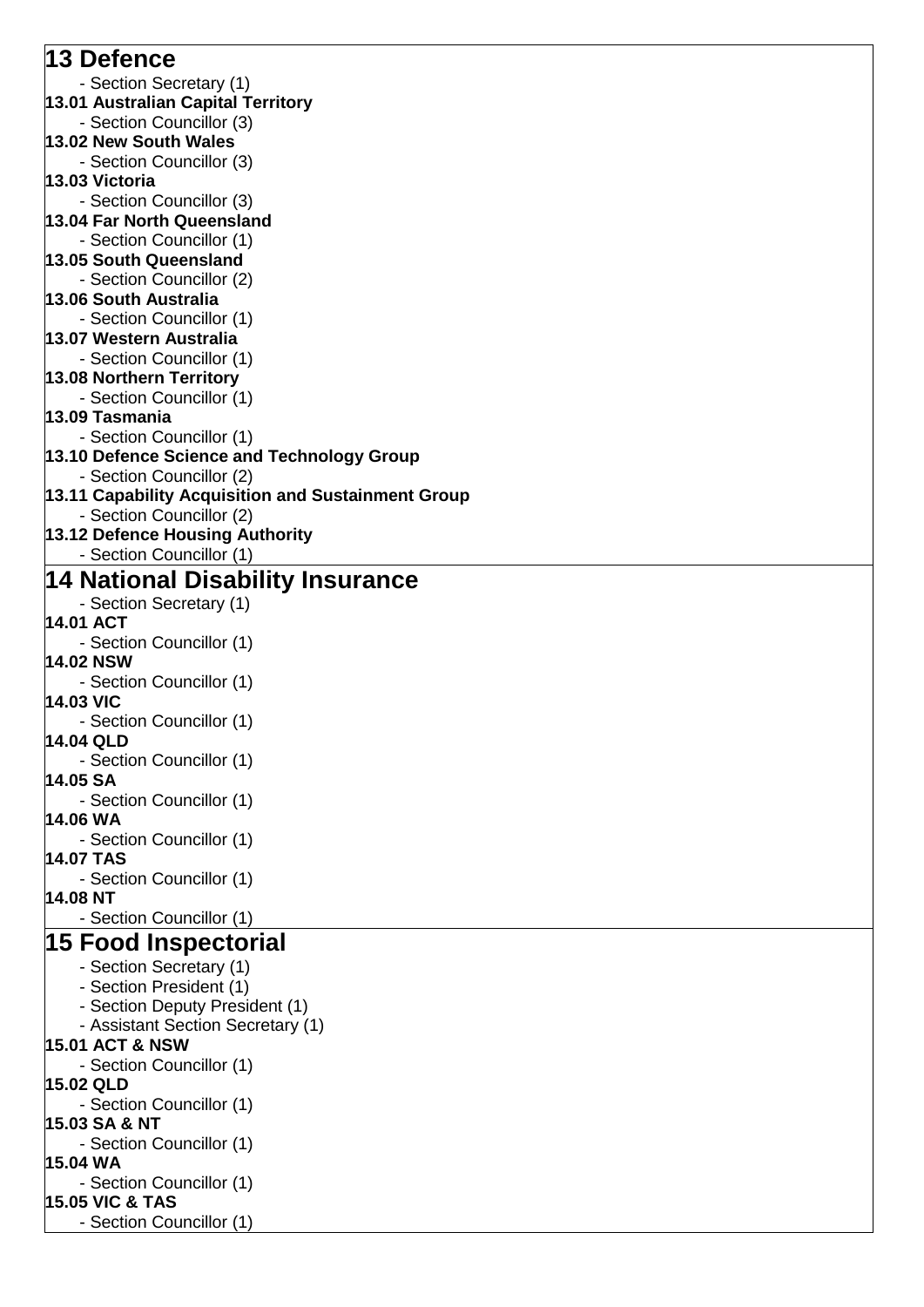## 13 Defence

- Section Secretary (1)

**13.01 Australian Capital Territory**

- Section Councillor (3)

**13.02 New South Wales**

- Section Councillor (3)

**13.03 Victoria**

- Section Councillor (3)

**13.04 Far North Queensland**

- Section Councillor (1)

**13.05 South Queensland**

- Section Councillor (2)

**13.06 South Australia**

- Section Councillor (1)

**13.07 Western Australia**

- Section Councillor (1)

**13.08 Northern Territory**

- Section Councillor (1)

**13.09 Tasmania**

- Section Councillor (1)

**13.10 Defence Science and Technology Group**

- Section Councillor (2)

**13.11 Capability Acquisition and Sustainment Group**

- Section Councillor (2)

**13.12 Defence Housing Authority**

- Section Councillor (1)

## 14 National Disability Insurance

- Section Secretary (1)

**14.01 ACT**

- Section Councillor (1)

**14.02 NSW**

- Section Councillor (1)

**14.03 VIC**

- Section Councillor (1)

**14.04 QLD**

- Section Councillor (1)

**14.05 SA**

- Section Councillor (1)

**14.06 WA**

- Section Councillor (1)

**14.07 TAS**

- Section Councillor (1)

**14.08 NT**

- Section Councillor (1)

## 15 Food Inspectorial

- Section Secretary (1)
- Section President (1)
- Section Deputy President (1)
- Assistant Section Secretary (1)

**15.01 ACT & NSW**

- Section Councillor (1)

**15.02 QLD**

- Section Councillor (1)

**15.03 SA & NT**

- Section Councillor (1)

**15.04 WA**

- Section Councillor (1)

**15.05 VIC & TAS**

- Section Councillor (1)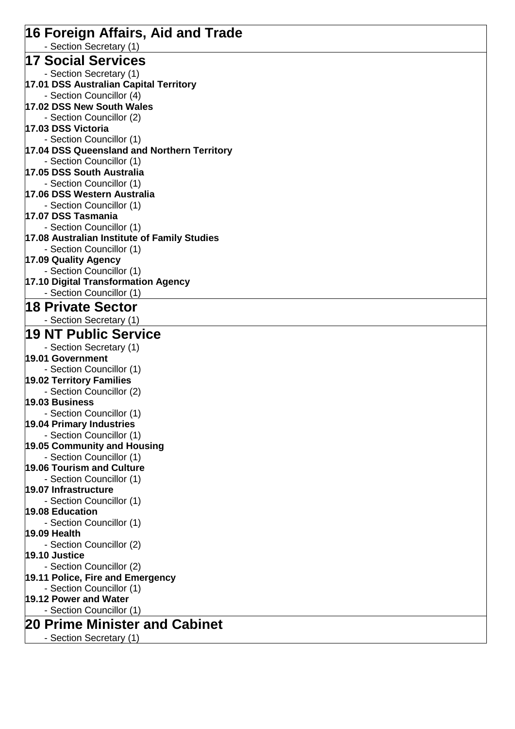## 16 Foreign Affairs, Aid and Trade

- Section Secretary (1)

## 17 Social Services

- Section Secretary (1)

**17.01 DSS Australian Capital Territory**

- Section Councillor (4)

**17.02 DSS New South Wales**

- Section Councillor (2)

**17.03 DSS Victoria**

- Section Councillor (1)

**17.04 DSS Queensland and Northern Territory**

- Section Councillor (1)

**17.05 DSS South Australia**

- Section Councillor (1)

**17.06 DSS Western Australia**

- Section Councillor (1)

**17.07 DSS Tasmania**

- Section Councillor (1)

**17.08 Australian Institute of Family Studies**

- Section Councillor (1)

**17.09 Quality Agency**

- Section Councillor (1)

**17.10 Digital Transformation Agency**

- Section Councillor (1)

## 18 Private Sector

- Section Secretary (1)

## 19 NT Public Service

- Section Secretary (1)

**19.01 Government**

- Section Councillor (1)

**19.02 Territory Families**

- Section Councillor (2)

**19.03 Business**

- Section Councillor (1)

**19.04 Primary Industries**

- Section Councillor (1)

**19.05 Community and Housing**

- Section Councillor (1)

**19.06 Tourism and Culture**

- Section Councillor (1)

**19.07 Infrastructure**

- Section Councillor (1)

**19.08 Education**

- Section Councillor (1)

**19.09 Health**

- Section Councillor (2)

**19.10 Justice**

- Section Councillor (2)

**19.11 Police, Fire and Emergency**

- Section Councillor (1)

**19.12 Power and Water**

- Section Councillor (1)

## 20 Prime Minister and Cabinet

- Section Secretary (1)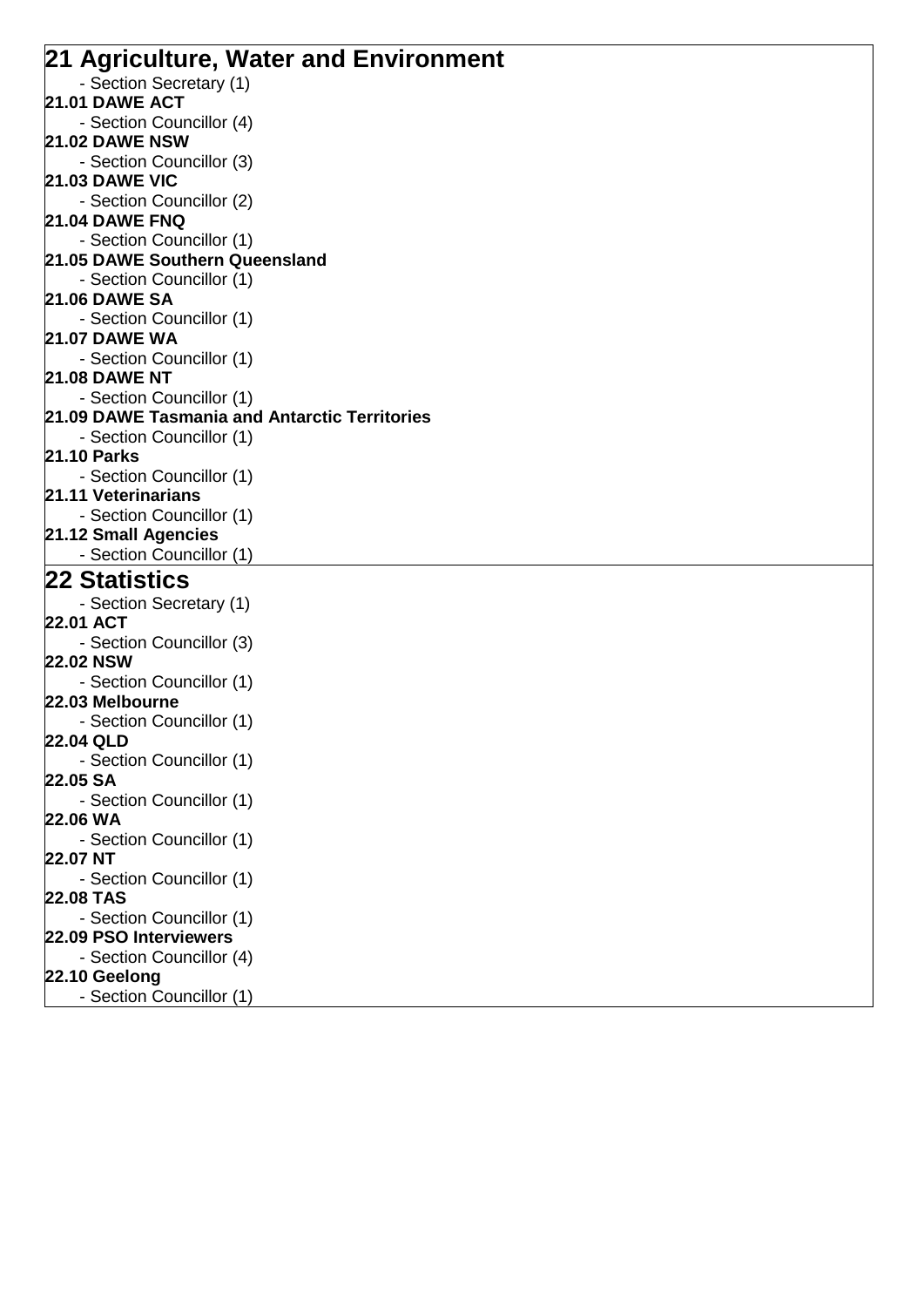## 21 Agriculture, Water and Environment

- Section Secretary (1)

**21.01 DAWE ACT**

- Section Councillor (4)

**21.02 DAWE NSW**

- Section Councillor (3)

**21.03 DAWE VIC**

- Section Councillor (2)

**21.04 DAWE FNQ**

- Section Councillor (1)

**21.05 DAWE Southern Queensland**

- Section Councillor (1)

**21.06 DAWE SA**

- Section Councillor (1)

**21.07 DAWE WA**

- Section Councillor (1)

**21.08 DAWE NT**

- Section Councillor (1)

**21.09 DAWE Tasmania and Antarctic Territories**

- Section Councillor (1)

**21.10 Parks**

- Section Councillor (1)

**21.11 Veterinarians**

- Section Councillor (1)

**21.12 Small Agencies**

- Section Councillor (1)

## 22 Statistics

- Section Secretary (1)

**22.01 ACT**

- Section Councillor (3)

**22.02 NSW**

- Section Councillor (1)

**22.03 Melbourne**

- Section Councillor (1)

**22.04 QLD**

- Section Councillor (1)

**22.05 SA**

- Section Councillor (1)

**22.06 WA**

- Section Councillor (1)

**22.07 NT**

- Section Councillor (1)

**22.08 TAS**

- Section Councillor (1)

**22.09 PSO Interviewers**

- Section Councillor (4)

**22.10 Geelong**

- Section Councillor (1)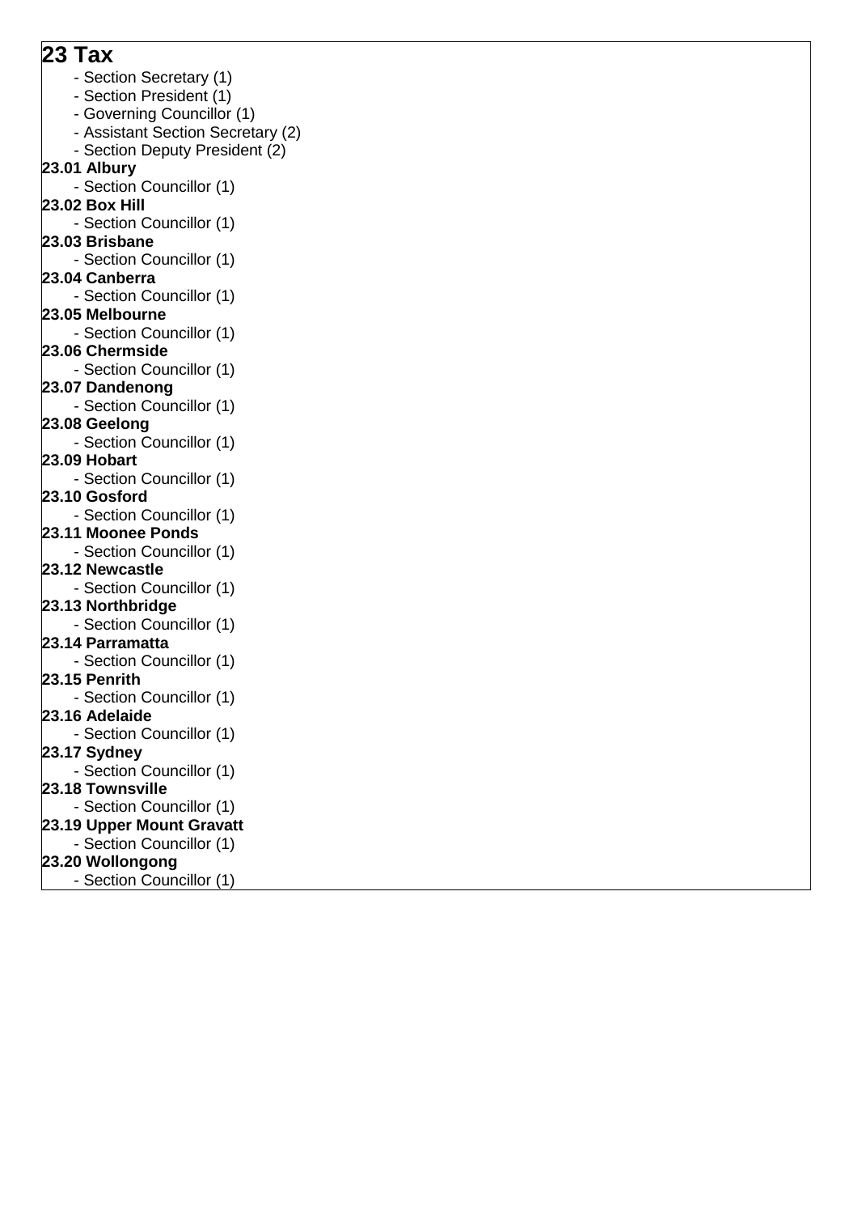## 23 Tax

- Section Secretary (1)
- Section President (1)
- Governing Councillor (1)
- Assistant Section Secretary (2)
- Section Deputy President (2)

**23.01 Albury**

- Section Councillor (1)

**23.02 Box Hill**

- Section Councillor (1)

**23.03 Brisbane**

- Section Councillor (1)

**23.04 Canberra**

- Section Councillor (1)

**23.05 Melbourne**

- Section Councillor (1)

**23.06 Chermside**

- Section Councillor (1)

**23.07 Dandenong**

- Section Councillor (1)

**23.08 Geelong**

- Section Councillor (1)

**23.09 Hobart**

- Section Councillor (1)

**23.10 Gosford**

- Section Councillor (1)

**23.11 Moonee Ponds**

- Section Councillor (1)

**23.12 Newcastle**

- Section Councillor (1)

**23.13 Northbridge**

- Section Councillor (1)

**23.14 Parramatta**

- Section Councillor (1)

**23.15 Penrith**

- Section Councillor (1)

**23.16 Adelaide**

- Section Councillor (1)

**23.17 Sydney**

- Section Councillor (1)

**23.18 Townsville**

- Section Councillor (1)

**23.19 Upper Mount Gravatt**

- Section Councillor (1)

**23.20 Wollongong**

- Section Councillor (1)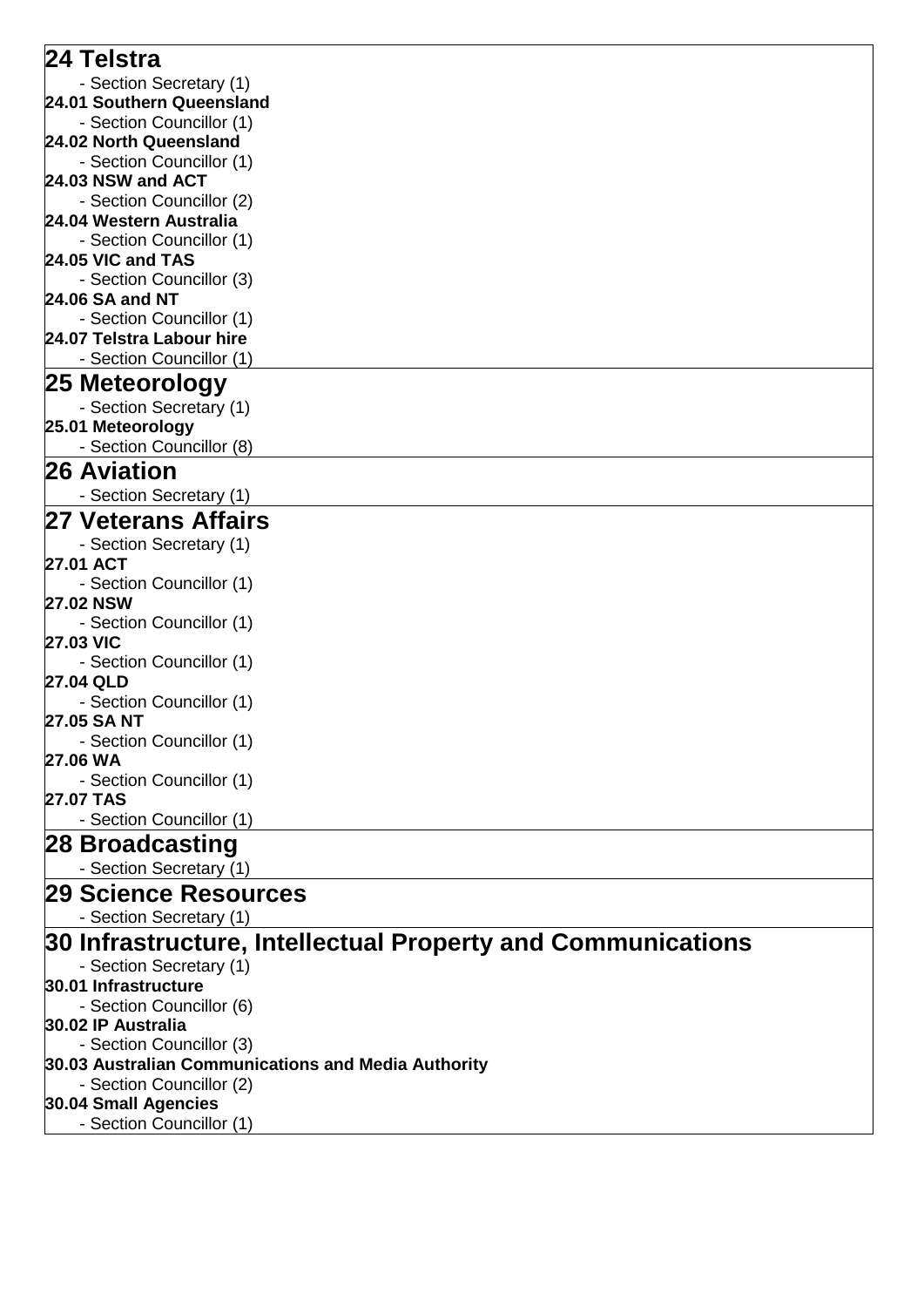## 24 Telstra

- Section Secretary (1)

**24.01 Southern Queensland**

- Section Councillor (1)

**24.02 North Queensland**

- Section Councillor (1)

**24.03 NSW and ACT**

- Section Councillor (2)

**24.04 Western Australia**

- Section Councillor (1)

**24.05 VIC and TAS**

- Section Councillor (3)

**24.06 SA and NT**

- Section Councillor (1)

**24.07 Telstra Labour hire**

- Section Councillor (1)

## 25 Meteorology

- Section Secretary (1)

**25.01 Meteorology**

- Section Councillor (8)

## 26 Aviation

- Section Secretary (1)

## 27 Veterans Affairs

- Section Secretary (1)

**27.01 ACT**

- Section Councillor (1)

**27.02 NSW**

- Section Councillor (1)

**27.03 VIC**

- Section Councillor (1)

**27.04 QLD**

- Section Councillor (1)

**27.05 SA NT**

- Section Councillor (1)

**27.06 WA**

- Section Councillor (1)

**27.07 TAS**

- Section Councillor (1)

## 28 Broadcasting

- Section Secretary (1)

## 29 Science Resources

- Section Secretary (1)

## 30 Infrastructure, Intellectual Property and Communications

- Section Secretary (1)

**30.01 Infrastructure**

- Section Councillor (6)

**30.02 IP Australia**

- Section Councillor (3)

**30.03 Australian Communications and Media Authority**

- Section Councillor (2)

**30.04 Small Agencies**

- Section Councillor (1)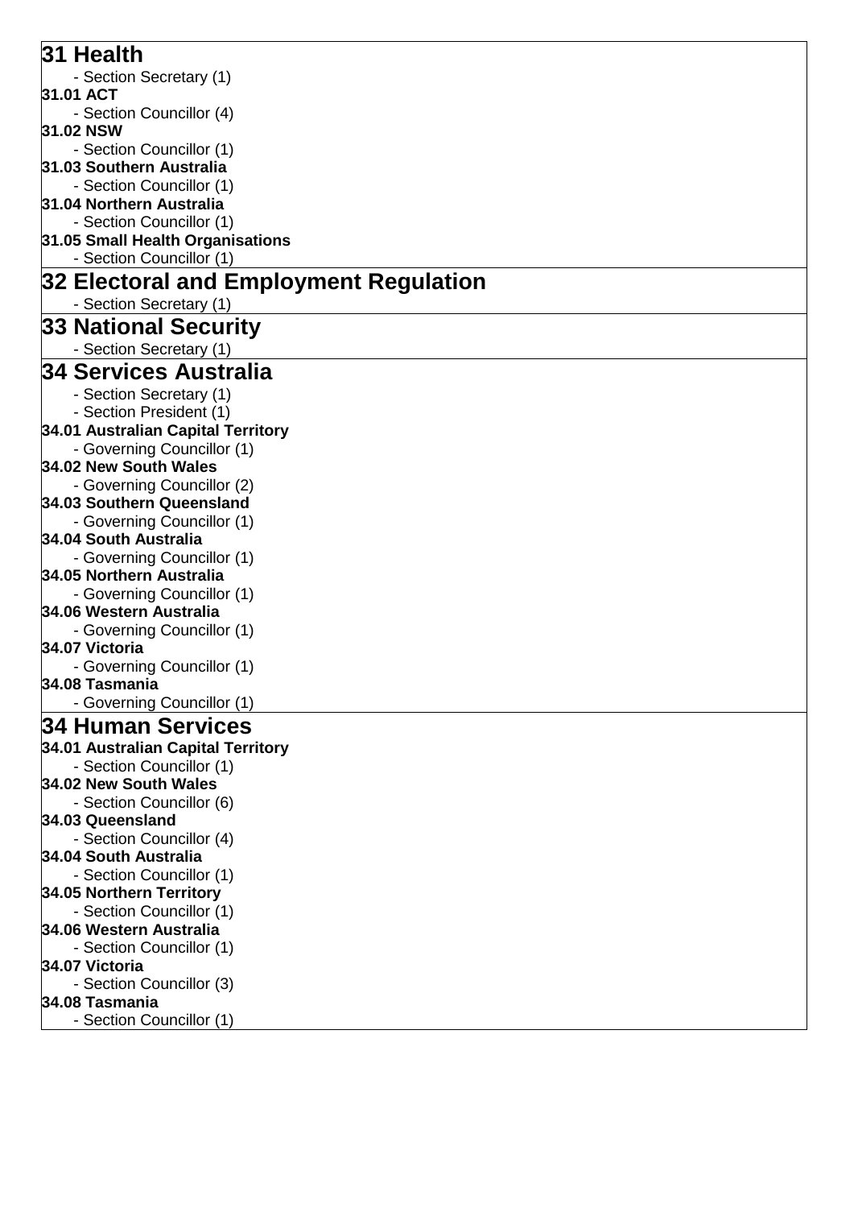## 31 Health

- Section Secretary (1)

**31.01 ACT**

- Section Councillor (4)

**31.02 NSW**

- Section Councillor (1)

**31.03 Southern Australia**

- Section Councillor (1)

**31.04 Northern Australia**

- Section Councillor (1)

**31.05 Small Health Organisations**

- Section Councillor (1)

## 32 Electoral and Employment Regulation

- Section Secretary (1)

## 33 National Security

- Section Secretary (1)

## 34 Services Australia

- Section Secretary (1)
- Section President (1)

**34.01 Australian Capital Territory**

- Governing Councillor (1)

**34.02 New South Wales**

- Governing Councillor (2)

**34.03 Southern Queensland**

- Governing Councillor (1)

**34.04 South Australia**

- Governing Councillor (1)

**34.05 Northern Australia**

- Governing Councillor (1)

**34.06 Western Australia**

- Governing Councillor (1)

**34.07 Victoria**

- Governing Councillor (1)

**34.08 Tasmania**

- Governing Councillor (1)

## 34 Human Services

**34.01 Australian Capital Territory**

- Section Councillor (1)

**34.02 New South Wales**

- Section Councillor (6)

**34.03 Queensland**

- Section Councillor (4)

**34.04 South Australia**

- Section Councillor (1)

**34.05 Northern Territory**

- Section Councillor (1)

**34.06 Western Australia**

- Section Councillor (1)

**34.07 Victoria**

- Section Councillor (3)

**34.08 Tasmania**

- Section Councillor (1)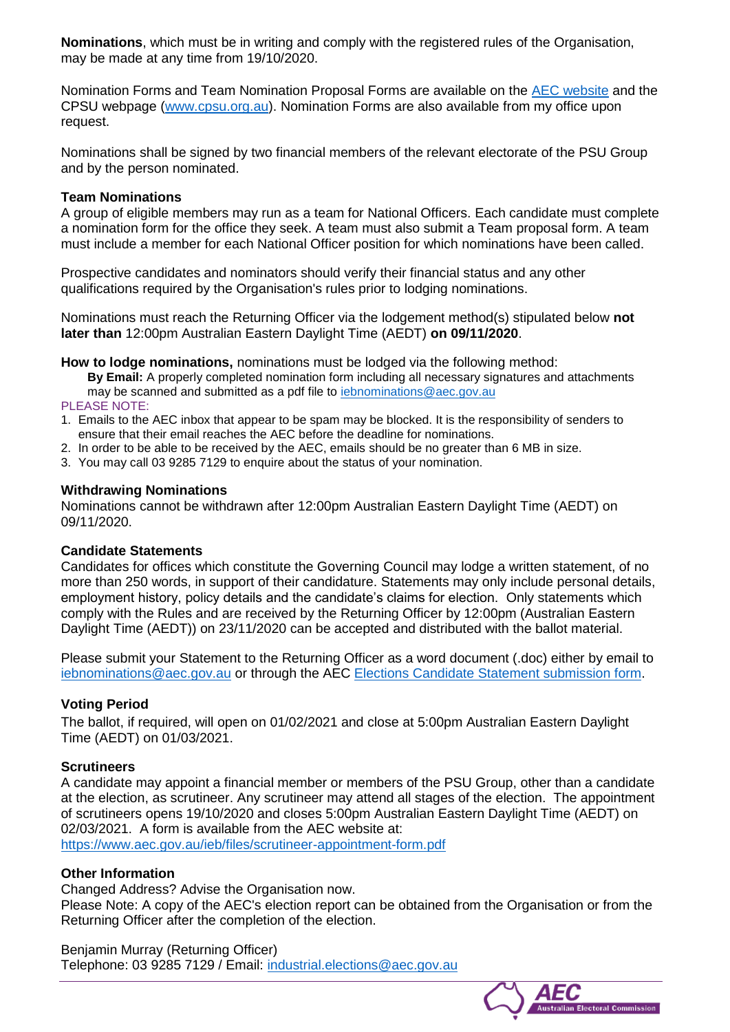**Nominations**, which must be in writing and comply with the registered rules of the Organisation, may be made at any time from 19/10/2020.

Nomination Forms and Team Nomination Proposal Forms are available on the AEC website and the CPSU webpage (www.cpsu.org.au). Nomination Forms are also available from my office upon request.

Nominations shall be signed by two financial members of the relevant electorate of the PSU Group and by the person nominated.

### Team Nominations

A group of eligible members may run as a team for National Officers. Each candidate must complete a nomination form for the office they seek. A team must also submit a Team proposal form. A team must include a member for each National Officer position for which nominations have been called.

Prospective candidates and nominators should verify their financial status and any other qualifications required by the Organisation's rules prior to lodging nominations.

Nominations must reach the Returning Officer via the lodgement method(s) stipulated below **not later than** 12:00pm Australian Eastern Daylight Time (AEDT) **on 09/11/2020**.

**How to lodge nominations,** nominations must be lodged via the following method:

**By Email:** A properly completed nomination form including all necessary signatures and attachments may be scanned and submitted as a pdf file to iebnominations@aec.gov.au

PLEASE NOTE:

1. Emails to the AEC inbox that appear to be spam may be blocked. It is the responsibility of senders to ensure that their email reaches the AEC before the deadline for nominations.
2. In order to be able to be received by the AEC, emails should be no greater than 6 MB in size.
3. You may call 03 9285 7129 to enquire about the status of your nomination.

### Withdrawing Nominations

Nominations cannot be withdrawn after 12:00pm Australian Eastern Daylight Time (AEDT) on 09/11/2020.

### Candidate Statements

Candidates for offices which constitute the Governing Council may lodge a written statement, of no more than 250 words, in support of their candidature. Statements may only include personal details, employment history, policy details and the candidate's claims for election. Only statements which comply with the Rules and are received by the Returning Officer by 12:00pm (Australian Eastern Daylight Time (AEDT)) on 23/11/2020 can be accepted and distributed with the ballot material.

Please submit your Statement to the Returning Officer as a word document (.doc) either by email to iebnominations@aec.gov.au or through the AEC Elections Candidate Statement submission form.

### Voting Period

The ballot, if required, will open on 01/02/2021 and close at 5:00pm Australian Eastern Daylight Time (AEDT) on 01/03/2021.

### Scrutineers

A candidate may appoint a financial member or members of the PSU Group, other than a candidate at the election, as scrutineer. Any scrutineer may attend all stages of the election. The appointment of scrutineers opens 19/10/2020 and closes 5:00pm Australian Eastern Daylight Time (AEDT) on 02/03/2021. A form is available from the AEC website at:
https://www.aec.gov.au/ieb/files/scrutineer-appointment-form.pdf

### Other Information

Changed Address? Advise the Organisation now.
Please Note: A copy of the AEC's election report can be obtained from the Organisation or from the Returning Officer after the completion of the election.

Benjamin Murray (Returning Officer)
Telephone: 03 9285 7129 / Email: industrial.elections@aec.gov.au

AEC Australian Electoral Commission